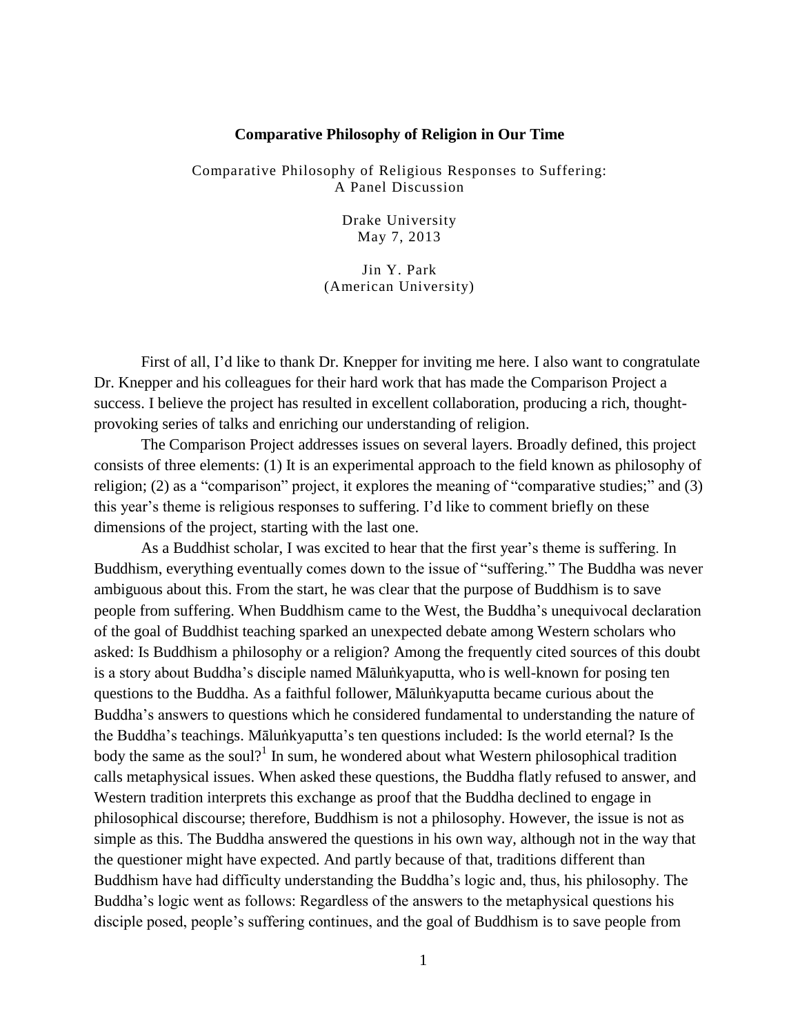# Comparative Philosophy of Religion in Our Time

Comparative Philosophy of Religious Responses to Suffering:
A Panel Discussion

Drake University
May 7, 2013

Jin Y. Park
(American University)

First of all, I'd like to thank Dr. Knepper for inviting me here. I also want to congratulate Dr. Knepper and his colleagues for their hard work that has made the Comparison Project a success. I believe the project has resulted in excellent collaboration, producing a rich, thought-provoking series of talks and enriching our understanding of religion.

The Comparison Project addresses issues on several layers. Broadly defined, this project consists of three elements: (1) It is an experimental approach to the field known as philosophy of religion; (2) as a "comparison" project, it explores the meaning of "comparative studies;" and (3) this year's theme is religious responses to suffering. I'd like to comment briefly on these dimensions of the project, starting with the last one.

As a Buddhist scholar, I was excited to hear that the first year's theme is suffering. In Buddhism, everything eventually comes down to the issue of "suffering." The Buddha was never ambiguous about this. From the start, he was clear that the purpose of Buddhism is to save people from suffering. When Buddhism came to the West, the Buddha's unequivocal declaration of the goal of Buddhist teaching sparked an unexpected debate among Western scholars who asked: Is Buddhism a philosophy or a religion? Among the frequently cited sources of this doubt is a story about Buddha's disciple named Māluṅkyaputta, who is well-known for posing ten questions to the Buddha. As a faithful follower, Māluṅkyaputta became curious about the Buddha's answers to questions which he considered fundamental to understanding the nature of the Buddha's teachings. Māluṅkyaputta's ten questions included: Is the world eternal? Is the body the same as the soul?[1] In sum, he wondered about what Western philosophical tradition calls metaphysical issues. When asked these questions, the Buddha flatly refused to answer, and Western tradition interprets this exchange as proof that the Buddha declined to engage in philosophical discourse; therefore, Buddhism is not a philosophy. However, the issue is not as simple as this. The Buddha answered the questions in his own way, although not in the way that the questioner might have expected. And partly because of that, traditions different than Buddhism have had difficulty understanding the Buddha's logic and, thus, his philosophy. The Buddha's logic went as follows: Regardless of the answers to the metaphysical questions his disciple posed, people's suffering continues, and the goal of Buddhism is to save people from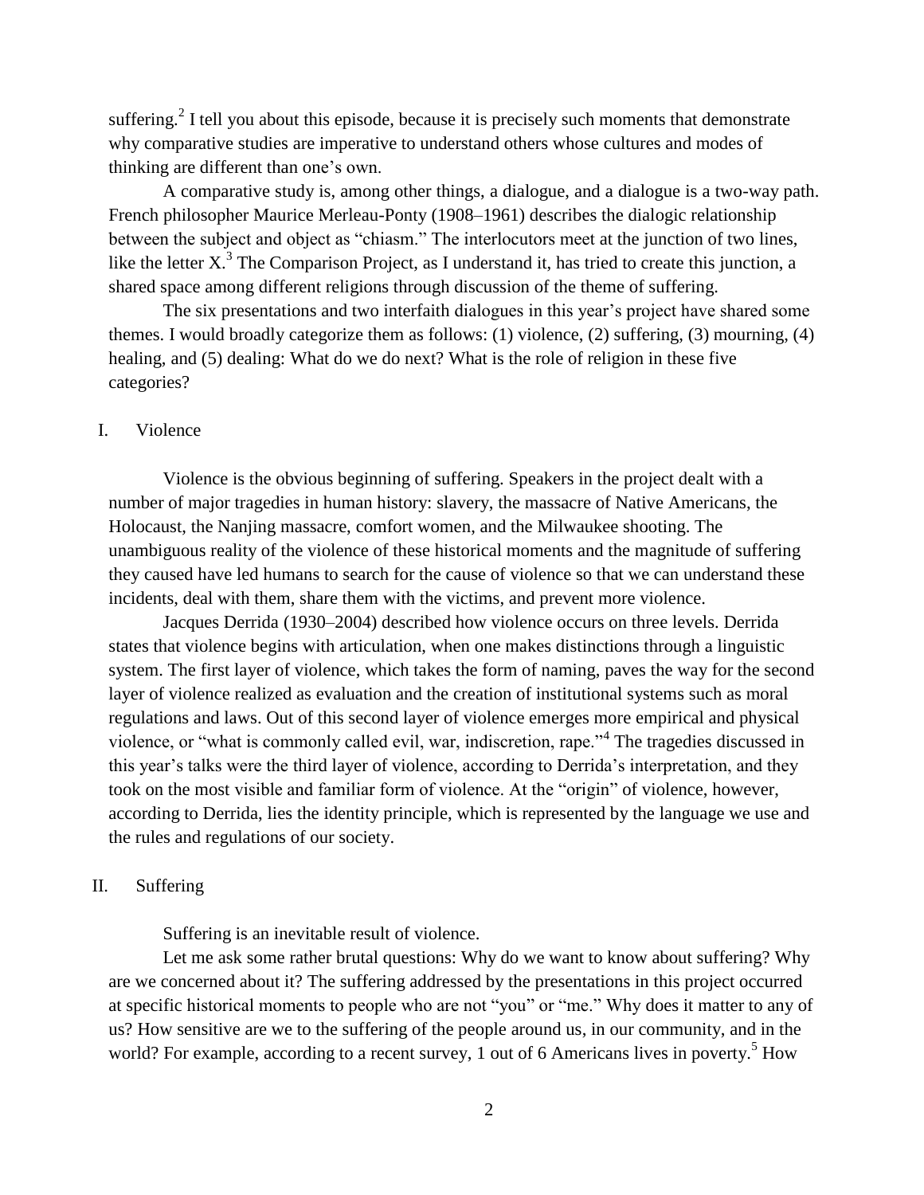suffering.[2] I tell you about this episode, because it is precisely such moments that demonstrate why comparative studies are imperative to understand others whose cultures and modes of thinking are different than one's own.

A comparative study is, among other things, a dialogue, and a dialogue is a two-way path. French philosopher Maurice Merleau-Ponty (1908–1961) describes the dialogic relationship between the subject and object as "chiasm." The interlocutors meet at the junction of two lines, like the letter X.[3] The Comparison Project, as I understand it, has tried to create this junction, a shared space among different religions through discussion of the theme of suffering.

The six presentations and two interfaith dialogues in this year's project have shared some themes. I would broadly categorize them as follows: (1) violence, (2) suffering, (3) mourning, (4) healing, and (5) dealing: What do we do next? What is the role of religion in these five categories?

## I. Violence

Violence is the obvious beginning of suffering. Speakers in the project dealt with a number of major tragedies in human history: slavery, the massacre of Native Americans, the Holocaust, the Nanjing massacre, comfort women, and the Milwaukee shooting. The unambiguous reality of the violence of these historical moments and the magnitude of suffering they caused have led humans to search for the cause of violence so that we can understand these incidents, deal with them, share them with the victims, and prevent more violence.

Jacques Derrida (1930–2004) described how violence occurs on three levels. Derrida states that violence begins with articulation, when one makes distinctions through a linguistic system. The first layer of violence, which takes the form of naming, paves the way for the second layer of violence realized as evaluation and the creation of institutional systems such as moral regulations and laws. Out of this second layer of violence emerges more empirical and physical violence, or "what is commonly called evil, war, indiscretion, rape."[4] The tragedies discussed in this year's talks were the third layer of violence, according to Derrida's interpretation, and they took on the most visible and familiar form of violence. At the "origin" of violence, however, according to Derrida, lies the identity principle, which is represented by the language we use and the rules and regulations of our society.

## II. Suffering

Suffering is an inevitable result of violence.

Let me ask some rather brutal questions: Why do we want to know about suffering? Why are we concerned about it? The suffering addressed by the presentations in this project occurred at specific historical moments to people who are not "you" or "me." Why does it matter to any of us? How sensitive are we to the suffering of the people around us, in our community, and in the world? For example, according to a recent survey, 1 out of 6 Americans lives in poverty.[5] How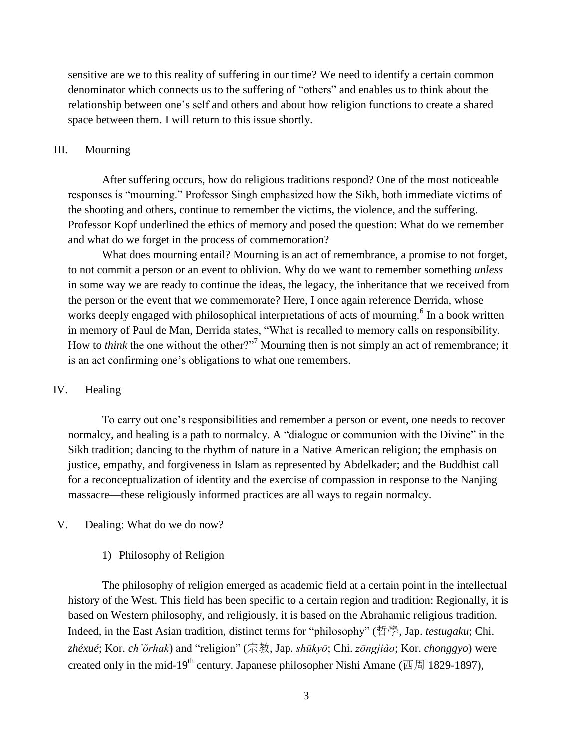sensitive are we to this reality of suffering in our time? We need to identify a certain common denominator which connects us to the suffering of "others" and enables us to think about the relationship between one's self and others and about how religion functions to create a shared space between them. I will return to this issue shortly.

## III. Mourning

After suffering occurs, how do religious traditions respond? One of the most noticeable responses is "mourning." Professor Singh emphasized how the Sikh, both immediate victims of the shooting and others, continue to remember the victims, the violence, and the suffering. Professor Kopf underlined the ethics of memory and posed the question: What do we remember and what do we forget in the process of commemoration?

What does mourning entail? Mourning is an act of remembrance, a promise to not forget, to not commit a person or an event to oblivion. Why do we want to remember something *unless* in some way we are ready to continue the ideas, the legacy, the inheritance that we received from the person or the event that we commemorate? Here, I once again reference Derrida, whose works deeply engaged with philosophical interpretations of acts of mourning.[6] In a book written in memory of Paul de Man, Derrida states, "What is recalled to memory calls on responsibility. How to *think* the one without the other?"[7] Mourning then is not simply an act of remembrance; it is an act confirming one's obligations to what one remembers.

## IV. Healing

To carry out one's responsibilities and remember a person or event, one needs to recover normalcy, and healing is a path to normalcy. A "dialogue or communion with the Divine" in the Sikh tradition; dancing to the rhythm of nature in a Native American religion; the emphasis on justice, empathy, and forgiveness in Islam as represented by Abdelkader; and the Buddhist call for a reconceptualization of identity and the exercise of compassion in response to the Nanjing massacre—these religiously informed practices are all ways to regain normalcy.

## V. Dealing: What do we do now?

### 1) Philosophy of Religion

The philosophy of religion emerged as academic field at a certain point in the intellectual history of the West. This field has been specific to a certain region and tradition: Regionally, it is based on Western philosophy, and religiously, it is based on the Abrahamic religious tradition. Indeed, in the East Asian tradition, distinct terms for "philosophy" (哲學, Jap. *testugaku*; Chi. *zhéxué*; Kor. *ch'ŏrhak*) and "religion" (宗教, Jap. *shūkyō*; Chi. *zōngjiào*; Kor. *chonggyo*) were created only in the mid-19th century. Japanese philosopher Nishi Amane (西周 1829-1897),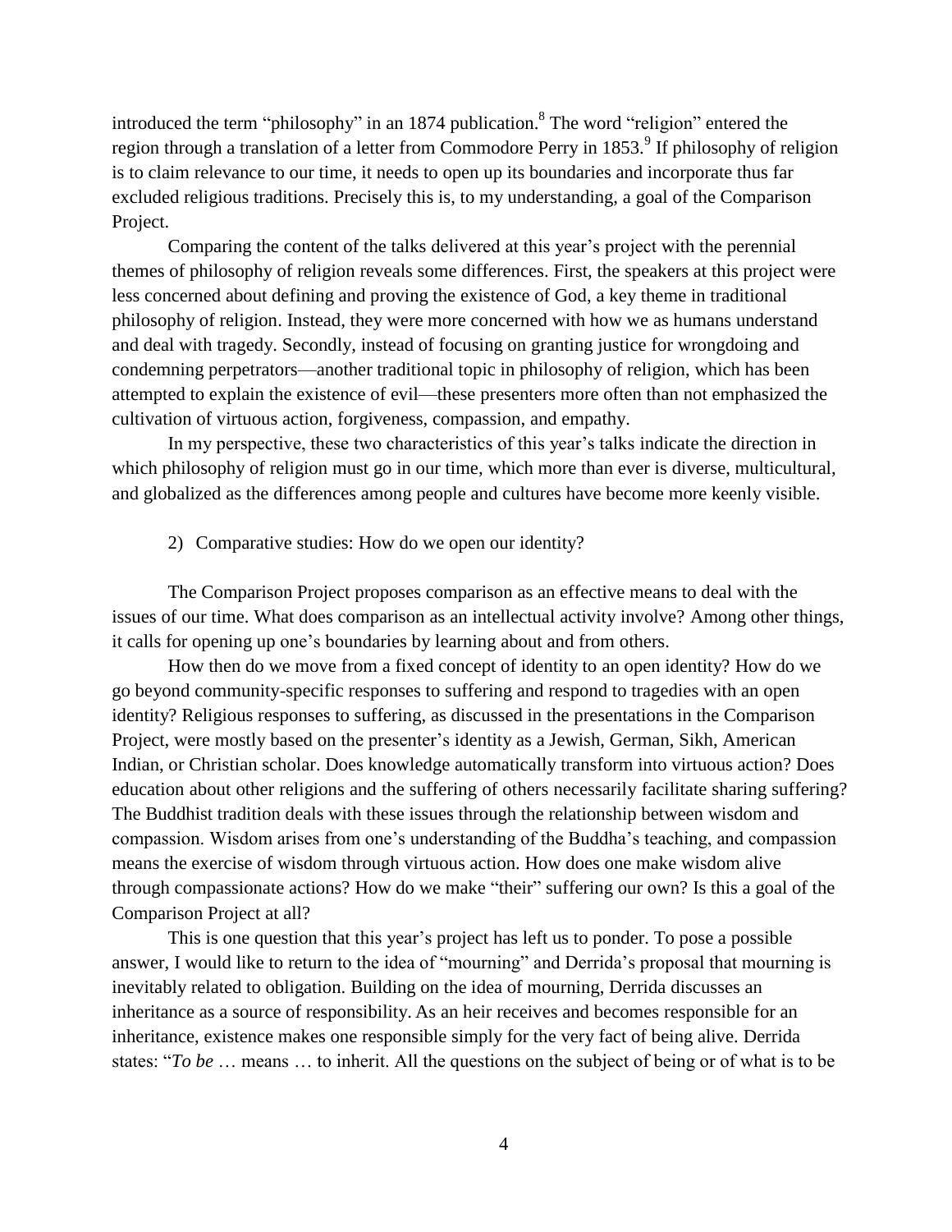introduced the term "philosophy" in an 1874 publication.[8] The word "religion" entered the region through a translation of a letter from Commodore Perry in 1853.[9] If philosophy of religion is to claim relevance to our time, it needs to open up its boundaries and incorporate thus far excluded religious traditions. Precisely this is, to my understanding, a goal of the Comparison Project.

Comparing the content of the talks delivered at this year's project with the perennial themes of philosophy of religion reveals some differences. First, the speakers at this project were less concerned about defining and proving the existence of God, a key theme in traditional philosophy of religion. Instead, they were more concerned with how we as humans understand and deal with tragedy. Secondly, instead of focusing on granting justice for wrongdoing and condemning perpetrators—another traditional topic in philosophy of religion, which has been attempted to explain the existence of evil—these presenters more often than not emphasized the cultivation of virtuous action, forgiveness, compassion, and empathy.

In my perspective, these two characteristics of this year's talks indicate the direction in which philosophy of religion must go in our time, which more than ever is diverse, multicultural, and globalized as the differences among people and cultures have become more keenly visible.

2) Comparative studies: How do we open our identity?

The Comparison Project proposes comparison as an effective means to deal with the issues of our time. What does comparison as an intellectual activity involve? Among other things, it calls for opening up one's boundaries by learning about and from others.

How then do we move from a fixed concept of identity to an open identity? How do we go beyond community-specific responses to suffering and respond to tragedies with an open identity? Religious responses to suffering, as discussed in the presentations in the Comparison Project, were mostly based on the presenter's identity as a Jewish, German, Sikh, American Indian, or Christian scholar. Does knowledge automatically transform into virtuous action? Does education about other religions and the suffering of others necessarily facilitate sharing suffering? The Buddhist tradition deals with these issues through the relationship between wisdom and compassion. Wisdom arises from one's understanding of the Buddha's teaching, and compassion means the exercise of wisdom through virtuous action. How does one make wisdom alive through compassionate actions? How do we make "their" suffering our own? Is this a goal of the Comparison Project at all?

This is one question that this year's project has left us to ponder. To pose a possible answer, I would like to return to the idea of "mourning" and Derrida's proposal that mourning is inevitably related to obligation. Building on the idea of mourning, Derrida discusses an inheritance as a source of responsibility. As an heir receives and becomes responsible for an inheritance, existence makes one responsible simply for the very fact of being alive. Derrida states: "*To be* … means … to inherit. All the questions on the subject of being or of what is to be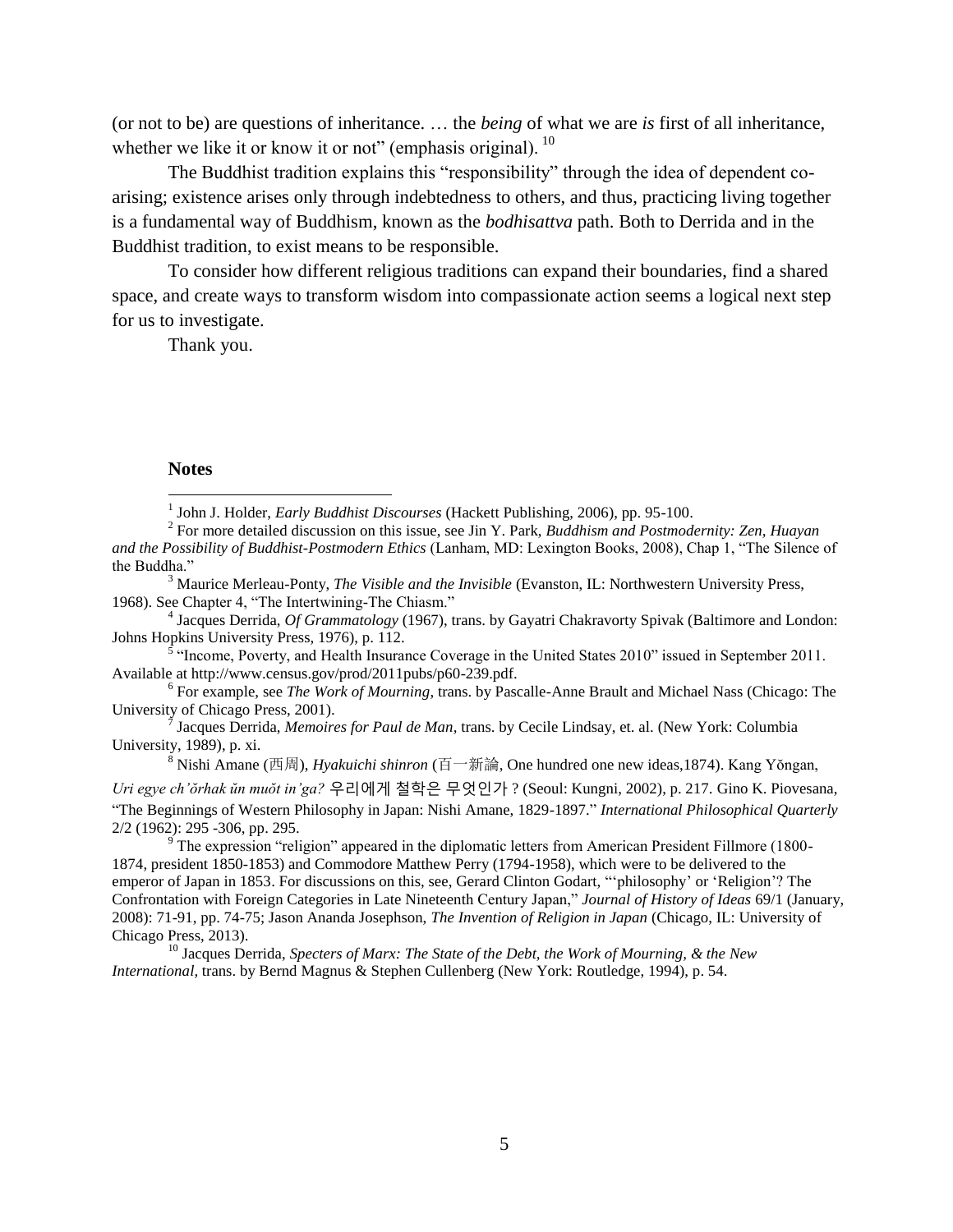(or not to be) are questions of inheritance. … the *being* of what we are *is* first of all inheritance, whether we like it or know it or not" (emphasis original). [10]

The Buddhist tradition explains this "responsibility" through the idea of dependent co-arising; existence arises only through indebtedness to others, and thus, practicing living together is a fundamental way of Buddhism, known as the *bodhisattva* path. Both to Derrida and in the Buddhist tradition, to exist means to be responsible.

To consider how different religious traditions can expand their boundaries, find a shared space, and create ways to transform wisdom into compassionate action seems a logical next step for us to investigate.

Thank you.

**Notes**

[1] John J. Holder, *Early Buddhist Discourses* (Hackett Publishing, 2006), pp. 95-100.

[2] For more detailed discussion on this issue, see Jin Y. Park, *Buddhism and Postmodernity: Zen, Huayan and the Possibility of Buddhist-Postmodern Ethics* (Lanham, MD: Lexington Books, 2008), Chap 1, "The Silence of the Buddha."

[3] Maurice Merleau-Ponty, *The Visible and the Invisible* (Evanston, IL: Northwestern University Press, 1968). See Chapter 4, "The Intertwining-The Chiasm."

[4] Jacques Derrida, *Of Grammatology* (1967), trans. by Gayatri Chakravorty Spivak (Baltimore and London: Johns Hopkins University Press, 1976), p. 112.

[5] "Income, Poverty, and Health Insurance Coverage in the United States 2010" issued in September 2011. Available at http://www.census.gov/prod/2011pubs/p60-239.pdf.

[6] For example, see *The Work of Mourning*, trans. by Pascalle-Anne Brault and Michael Nass (Chicago: The University of Chicago Press, 2001).

[7] Jacques Derrida, *Memoires for Paul de Man*, trans. by Cecile Lindsay, et. al. (New York: Columbia University, 1989), p. xi.

[8] Nishi Amane (西周), *Hyakuichi shinron* (百一新論, One hundred one new ideas,1874). Kang Yŏngan, *Uri egye ch'ŏrhak ŭn muŏt in'ga?* 우리에게 철학은 무엇인가 ? (Seoul: Kungni, 2002), p. 217. Gino K. Piovesana, "The Beginnings of Western Philosophy in Japan: Nishi Amane, 1829-1897." *International Philosophical Quarterly* 2/2 (1962): 295 -306, pp. 295.

[9] The expression "religion" appeared in the diplomatic letters from American President Fillmore (1800-1874, president 1850-1853) and Commodore Matthew Perry (1794-1958), which were to be delivered to the emperor of Japan in 1853. For discussions on this, see, Gerard Clinton Godart, "'philosophy' or 'Religion'? The Confrontation with Foreign Categories in Late Nineteenth Century Japan," *Journal of History of Ideas* 69/1 (January, 2008): 71-91, pp. 74-75; Jason Ananda Josephson, *The Invention of Religion in Japan* (Chicago, IL: University of Chicago Press, 2013).

[10] Jacques Derrida, *Specters of Marx: The State of the Debt, the Work of Mourning, & the New International*, trans. by Bernd Magnus & Stephen Cullenberg (New York: Routledge, 1994), p. 54.